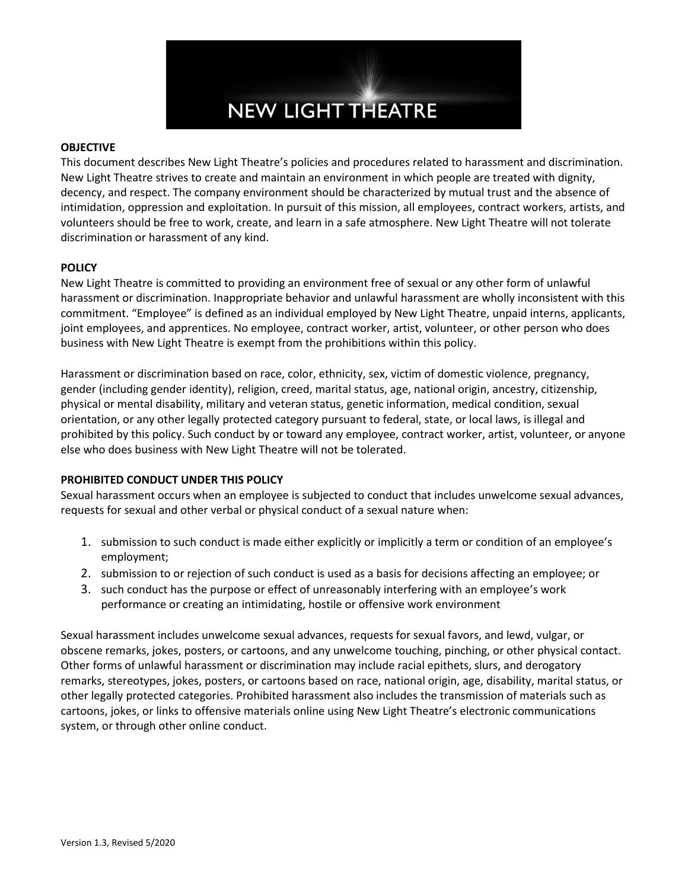NEW LIGHT THEATRE

**OBJECTIVE**

This document describes New Light Theatre's policies and procedures related to harassment and discrimination. New Light Theatre strives to create and maintain an environment in which people are treated with dignity, decency, and respect. The company environment should be characterized by mutual trust and the absence of intimidation, oppression and exploitation. In pursuit of this mission, all employees, contract workers, artists, and volunteers should be free to work, create, and learn in a safe atmosphere. New Light Theatre will not tolerate discrimination or harassment of any kind.

**POLICY**

New Light Theatre is committed to providing an environment free of sexual or any other form of unlawful harassment or discrimination. Inappropriate behavior and unlawful harassment are wholly inconsistent with this commitment. "Employee" is defined as an individual employed by New Light Theatre, unpaid interns, applicants, joint employees, and apprentices. No employee, contract worker, artist, volunteer, or other person who does business with New Light Theatre is exempt from the prohibitions within this policy.

Harassment or discrimination based on race, color, ethnicity, sex, victim of domestic violence, pregnancy, gender (including gender identity), religion, creed, marital status, age, national origin, ancestry, citizenship, physical or mental disability, military and veteran status, genetic information, medical condition, sexual orientation, or any other legally protected category pursuant to federal, state, or local laws, is illegal and prohibited by this policy. Such conduct by or toward any employee, contract worker, artist, volunteer, or anyone else who does business with New Light Theatre will not be tolerated.

**PROHIBITED CONDUCT UNDER THIS POLICY**

Sexual harassment occurs when an employee is subjected to conduct that includes unwelcome sexual advances, requests for sexual and other verbal or physical conduct of a sexual nature when:

1. submission to such conduct is made either explicitly or implicitly a term or condition of an employee's employment;
2. submission to or rejection of such conduct is used as a basis for decisions affecting an employee; or
3. such conduct has the purpose or effect of unreasonably interfering with an employee's work performance or creating an intimidating, hostile or offensive work environment

Sexual harassment includes unwelcome sexual advances, requests for sexual favors, and lewd, vulgar, or obscene remarks, jokes, posters, or cartoons, and any unwelcome touching, pinching, or other physical contact. Other forms of unlawful harassment or discrimination may include racial epithets, slurs, and derogatory remarks, stereotypes, jokes, posters, or cartoons based on race, national origin, age, disability, marital status, or other legally protected categories. Prohibited harassment also includes the transmission of materials such as cartoons, jokes, or links to offensive materials online using New Light Theatre's electronic communications system, or through other online conduct.

Version 1.3, Revised 5/2020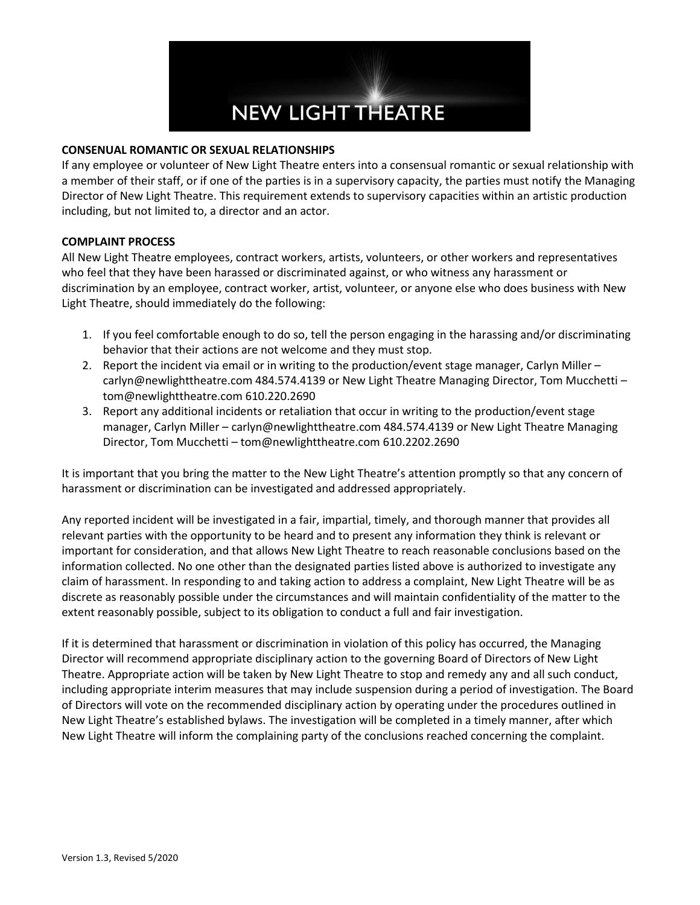NEW LIGHT THEATRE

**CONSENUAL ROMANTIC OR SEXUAL RELATIONSHIPS**
If any employee or volunteer of New Light Theatre enters into a consensual romantic or sexual relationship with a member of their staff, or if one of the parties is in a supervisory capacity, the parties must notify the Managing Director of New Light Theatre. This requirement extends to supervisory capacities within an artistic production including, but not limited to, a director and an actor.

**COMPLAINT PROCESS**
All New Light Theatre employees, contract workers, artists, volunteers, or other workers and representatives who feel that they have been harassed or discriminated against, or who witness any harassment or discrimination by an employee, contract worker, artist, volunteer, or anyone else who does business with New Light Theatre, should immediately do the following:

1. If you feel comfortable enough to do so, tell the person engaging in the harassing and/or discriminating behavior that their actions are not welcome and they must stop.
2. Report the incident via email or in writing to the production/event stage manager, Carlyn Miller – carlyn@newlighttheatre.com 484.574.4139 or New Light Theatre Managing Director, Tom Mucchetti – tom@newlighttheatre.com 610.220.2690
3. Report any additional incidents or retaliation that occur in writing to the production/event stage manager, Carlyn Miller – carlyn@newlighttheatre.com 484.574.4139 or New Light Theatre Managing Director, Tom Mucchetti – tom@newlighttheatre.com 610.2202.2690

It is important that you bring the matter to the New Light Theatre's attention promptly so that any concern of harassment or discrimination can be investigated and addressed appropriately.

Any reported incident will be investigated in a fair, impartial, timely, and thorough manner that provides all relevant parties with the opportunity to be heard and to present any information they think is relevant or important for consideration, and that allows New Light Theatre to reach reasonable conclusions based on the information collected. No one other than the designated parties listed above is authorized to investigate any claim of harassment. In responding to and taking action to address a complaint, New Light Theatre will be as discrete as reasonably possible under the circumstances and will maintain confidentiality of the matter to the extent reasonably possible, subject to its obligation to conduct a full and fair investigation.

If it is determined that harassment or discrimination in violation of this policy has occurred, the Managing Director will recommend appropriate disciplinary action to the governing Board of Directors of New Light Theatre. Appropriate action will be taken by New Light Theatre to stop and remedy any and all such conduct, including appropriate interim measures that may include suspension during a period of investigation. The Board of Directors will vote on the recommended disciplinary action by operating under the procedures outlined in New Light Theatre's established bylaws. The investigation will be completed in a timely manner, after which New Light Theatre will inform the complaining party of the conclusions reached concerning the complaint.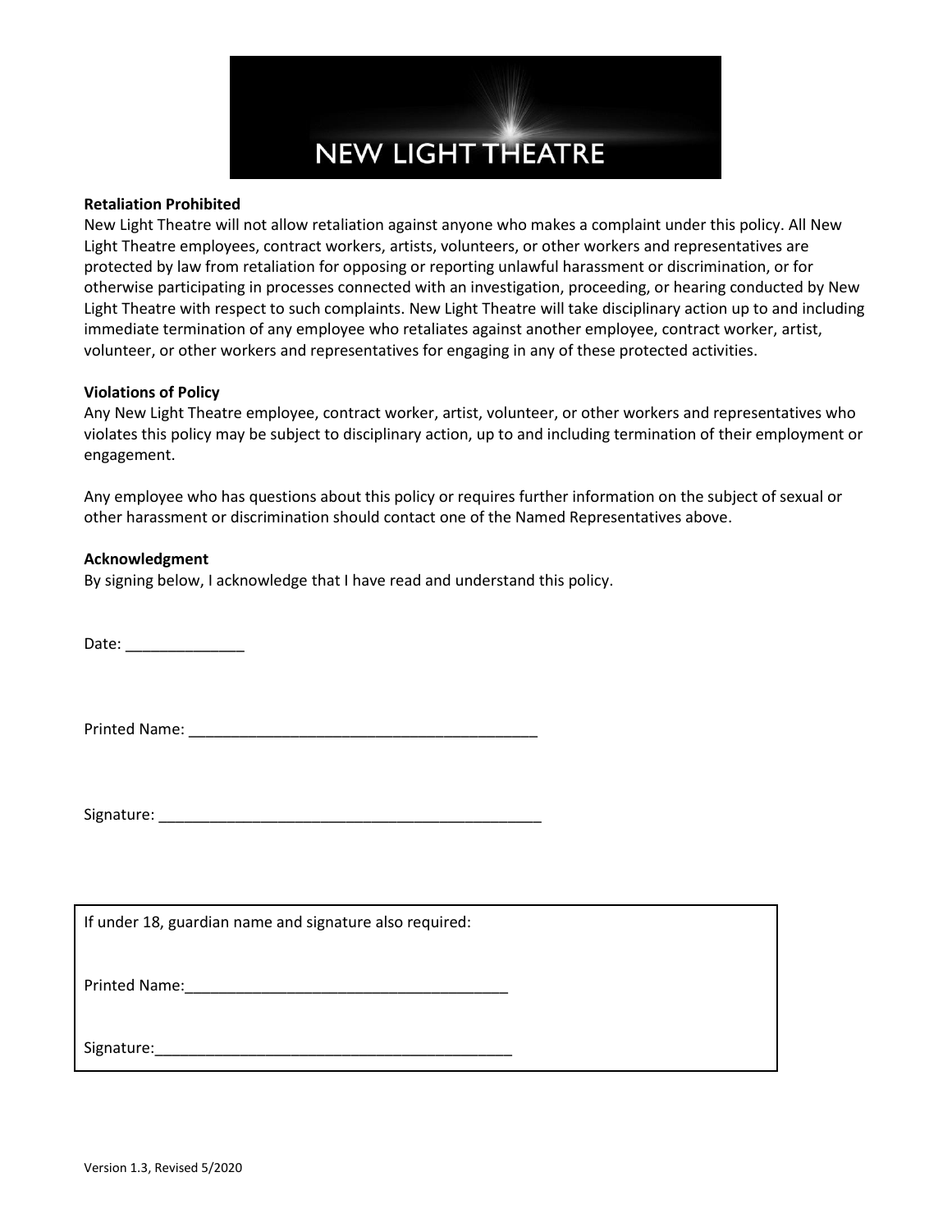NEW LIGHT THEATRE

**Retaliation Prohibited**

New Light Theatre will not allow retaliation against anyone who makes a complaint under this policy. All New Light Theatre employees, contract workers, artists, volunteers, or other workers and representatives are protected by law from retaliation for opposing or reporting unlawful harassment or discrimination, or for otherwise participating in processes connected with an investigation, proceeding, or hearing conducted by New Light Theatre with respect to such complaints. New Light Theatre will take disciplinary action up to and including immediate termination of any employee who retaliates against another employee, contract worker, artist, volunteer, or other workers and representatives for engaging in any of these protected activities.

**Violations of Policy**

Any New Light Theatre employee, contract worker, artist, volunteer, or other workers and representatives who violates this policy may be subject to disciplinary action, up to and including termination of their employment or engagement.

Any employee who has questions about this policy or requires further information on the subject of sexual or other harassment or discrimination should contact one of the Named Representatives above.

**Acknowledgment**

By signing below, I acknowledge that I have read and understand this policy.

Date: ______________

Printed Name: ___________________________________________

Signature: ________________________________________________

If under 18, guardian name and signature also required:

Printed Name:________________________________________

Signature:_____________________________________________

Version 1.3, Revised 5/2020